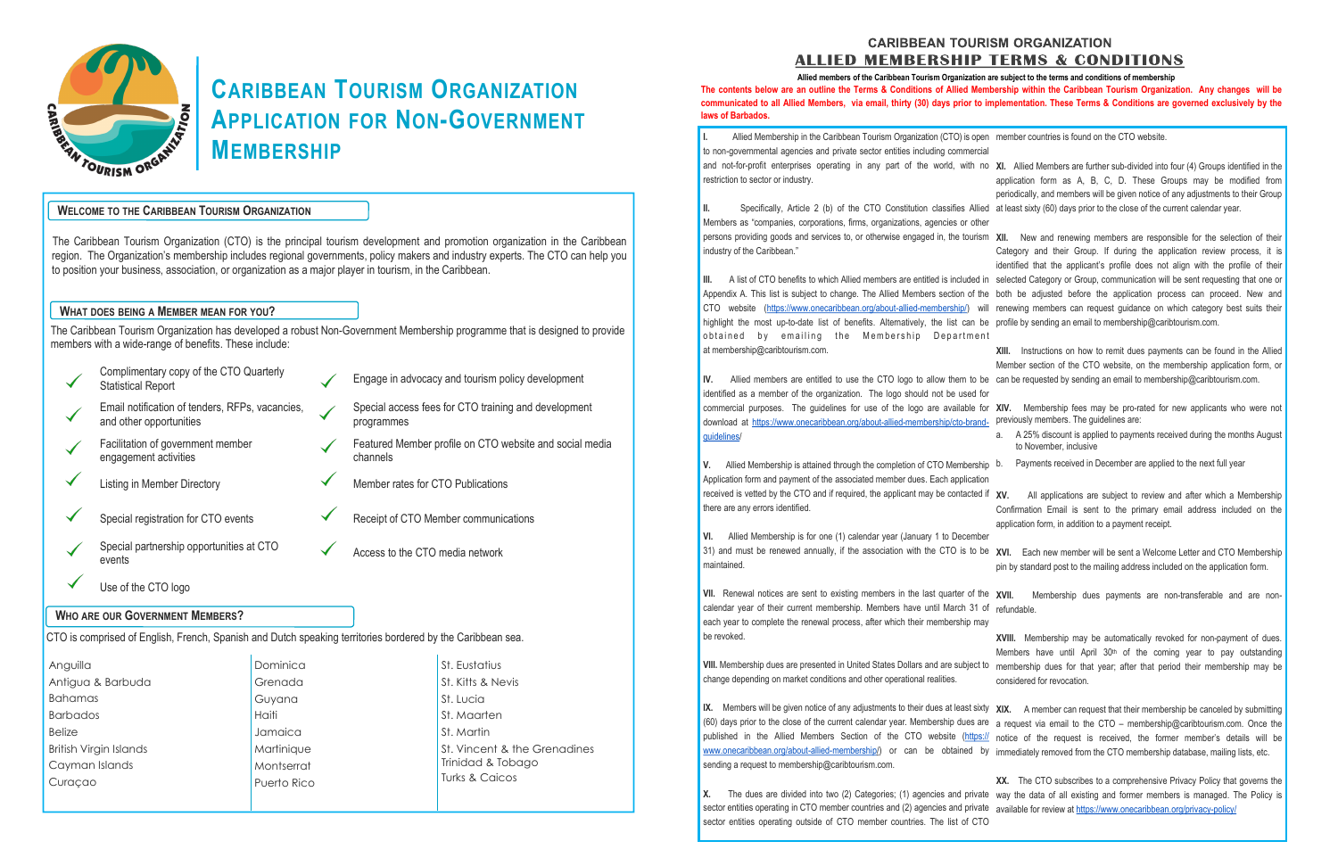# Caribbean Tourism Organization Application for Non-Government Membership

## Welcome to the Caribbean Tourism Organization

The Caribbean Tourism Organization (CTO) is the principal tourism development and promotion organization in the Caribbean region. The Organization's membership includes regional governments, policy makers and industry experts. The CTO can help you to position your business, association, or organization as a major player in tourism, in the Caribbean.

## What Does Being a Member Mean for You?

The Caribbean Tourism Organization has developed a robust Non-Government Membership programme that is designed to provide members with a wide-range of benefits. These include:

- ✓ Complimentary copy of the CTO Quarterly Statistical Report
- ✓ Email notification of tenders, RFPs, vacancies, and other opportunities
- ✓ Facilitation of government member engagement activities
- ✓ Listing in Member Directory
- ✓ Special registration for CTO events
- ✓ Special partnership opportunities at CTO events
- ✓ Use of the CTO logo
- ✓ Engage in advocacy and tourism policy development
- ✓ Special access fees for CTO training and development programmes
- ✓ Featured Member profile on CTO website and social media channels
- ✓ Member rates for CTO Publications
- ✓ Receipt of CTO Member communications
- ✓ Access to the CTO media network

## Who Are Our Government Members?

CTO is comprised of English, French, Spanish and Dutch speaking territories bordered by the Caribbean sea.

| | | |
|---|---|---|
| Anguilla | Dominica | St. Eustatius |
| Antigua & Barbuda | Grenada | St. Kitts & Nevis |
| Bahamas | Guyana | St. Lucia |
| Barbados | Haiti | St. Maarten |
| Belize | Jamaica | St. Martin |
| British Virgin Islands | Martinique | St. Vincent & the Grenadines |
| Cayman Islands | Montserrat | Trinidad & Tobago |
| Curaçao | Puerto Rico | Turks & Caicos |

# CARIBBEAN TOURISM ORGANIZATION
## ALLIED MEMBERSHIP TERMS & CONDITIONS

**Allied members of the Caribbean Tourism Organization are subject to the terms and conditions of membership**

**The contents below are an outline the Terms & Conditions of Allied Membership within the Caribbean Tourism Organization. Any changes will be communicated to all Allied Members, via email, thirty (30) days prior to implementation. These Terms & Conditions are governed exclusively by the laws of Barbados.**

**I.** Allied Membership in the Caribbean Tourism Organization (CTO) is open to non-governmental agencies and private sector entities including commercial and not-for-profit enterprises operating in any part of the world, with no restriction to sector or industry.

**II.** Specifically, Article 2 (b) of the CTO Constitution classifies Allied Members as "companies, corporations, firms, organizations, agencies or other persons providing goods and services to, or otherwise engaged in, the tourism industry of the Caribbean."

**III.** A list of CTO benefits to which Allied members are entitled is included in Appendix A. This list is subject to change. The Allied Members section of the CTO website (https://www.onecaribbean.org/about-allied-membership/) will highlight the most up-to-date list of benefits. Alternatively, the list can be obtained by emailing the Membership Department at membership@caribtourism.com.

**IV.** Allied members are entitled to use the CTO logo to allow them to be identified as a member of the organization. The logo should not be used for commercial purposes. The guidelines for use of the logo are available for download at https://www.onecaribbean.org/about-allied-membership/cto-brand-guidelines/

**V.** Allied Membership is attained through the completion of CTO Membership Application form and payment of the associated member dues. Each application received is vetted by the CTO and if required, the applicant may be contacted if there are any errors identified.

**VI.** Allied Membership is for one (1) calendar year (January 1 to December 31) and must be renewed annually, if the association with the CTO is to be maintained.

**VII.** Renewal notices are sent to existing members in the last quarter of the calendar year of their current membership. Members have until March 31 of each year to complete the renewal process, after which their membership may be revoked.

**VIII.** Membership dues are presented in United States Dollars and are subject to change depending on market conditions and other operational realities.

**IX.** Members will be given notice of any adjustments to their dues at least sixty (60) days prior to the close of the current calendar year. Membership dues are published in the Allied Members Section of the CTO website (https://www.onecaribbean.org/about-allied-membership/) or can be obtained by sending a request to membership@caribtourism.com.

**X.** The dues are divided into two (2) Categories; (1) agencies and private sector entities operating in CTO member countries and (2) agencies and private sector entities operating outside of CTO member countries. The list of CTO member countries is found on the CTO website.

**XI.** Allied Members are further sub-divided into four (4) Groups identified in the application form as A, B, C, D. These Groups may be modified from periodically, and members will be given notice of any adjustments to their Group at least sixty (60) days prior to the close of the current calendar year.

**XII.** New and renewing members are responsible for the selection of their Category and their Group. If during the application review process, it is identified that the applicant's profile does not align with the profile of their selected Category or Group, communication will be sent requesting that one or both be adjusted before the application process can proceed. New and renewing members can request guidance on which category best suits their profile by sending an email to membership@caribtourism.com.

**XIII.** Instructions on how to remit dues payments can be found in the Allied Member section of the CTO website, on the membership application form, or can be requested by sending an email to membership@caribtourism.com.

**XIV.** Membership fees may be pro-rated for new applicants who were not previously members. The guidelines are:

a. A 25% discount is applied to payments received during the months August to November, inclusive
b. Payments received in December are applied to the next full year

**XV.** All applications are subject to review and after which a Membership Confirmation Email is sent to the primary email address included on the application form, in addition to a payment receipt.

**XVI.** Each new member will be sent a Welcome Letter and CTO Membership pin by standard post to the mailing address included on the application form.

**XVII.** Membership dues payments are non-transferable and are non-refundable.

**XVIII.** Membership may be automatically revoked for non-payment of dues. Members have until April 30th of the coming year to pay outstanding membership dues for that year; after that period their membership may be considered for revocation.

**XIX.** A member can request that their membership be canceled by submitting a request via email to the CTO – membership@caribtourism.com. Once the notice of the request is received, the former member's details will be immediately removed from the CTO membership database, mailing lists, etc.

**XX.** The CTO subscribes to a comprehensive Privacy Policy that governs the way the data of all existing and former members is managed. The Policy is available for review at https://www.onecaribbean.org/privacy-policy/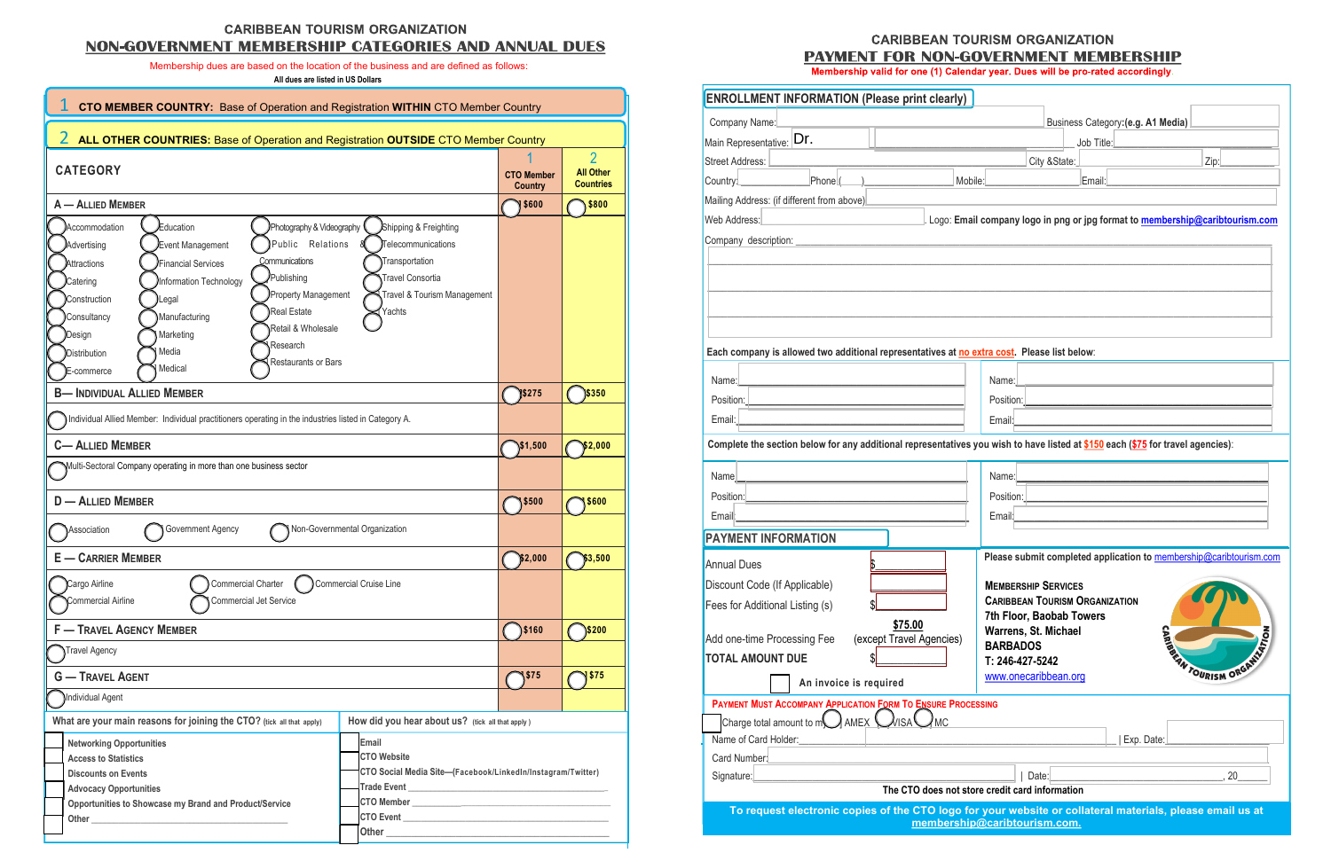## CARIBBEAN TOURISM ORGANIZATION

### NON-GOVERNMENT MEMBERSHIP CATEGORIES AND ANNUAL DUES

Membership dues are based on the location of the business and are defined as follows:

All dues are listed in US Dollars

1 **CTO MEMBER COUNTRY:** Base of Operation and Registration **WITHIN** CTO Member Country

2 **ALL OTHER COUNTRIES:** Base of Operation and Registration **OUTSIDE** CTO Member Country

| CATEGORY | 1 CTO Member Country | 2 All Other Countries |
|---|---|---|
| **A — ALLIED MEMBER** | $600 | $800 |
| Accommodation, Advertising, Attractions, Catering, Construction, Consultancy, Design, Distribution, E-commerce, Education, Event Management, Financial Services, Information Technology, Legal, Manufacturing, Marketing, Media, Medical, Photography & Videography, Public Relations & Communications, Publishing, Property Management, Real Estate, Retail & Wholesale, Research, Restaurants or Bars, Shipping & Freighting, Telecommunications, Transportation, Travel Consortia, Travel & Tourism Management, Yachts | | |
| **B— INDIVIDUAL ALLIED MEMBER** | $275 | $350 |
| Individual Allied Member: Individual practitioners operating in the industries listed in Category A. | | |
| **C— ALLIED MEMBER** | $1,500 | $2,000 |
| Multi-Sectoral Company operating in more than one business sector | | |
| **D — ALLIED MEMBER** | $500 | $600 |
| Association, Government Agency, Non-Governmental Organization | | |
| **E — CARRIER MEMBER** | $2,000 | $3,500 |
| Cargo Airline, Commercial Airline, Commercial Charter, Commercial Jet Service, Commercial Cruise Line | | |
| **F — TRAVEL AGENCY MEMBER** | $160 | $200 |
| Travel Agency | | |
| **G — TRAVEL AGENT** | $75 | $75 |
| Individual Agent | | |

**What are your main reasons for joining the CTO?** (tick all that apply)

- Networking Opportunities
- Access to Statistics
- Discounts on Events
- Advocacy Opportunities
- Opportunities to Showcase my Brand and Product/Service
- Other ______

**How did you hear about us?** (tick all that apply)

- Email
- CTO Website
- CTO Social Media Site—(Facebook/LinkedIn/Instagram/Twitter)
- Trade Event ______
- CTO Member ______
- CTO Event ______
- Other ______

## CARIBBEAN TOURISM ORGANIZATION

### PAYMENT FOR NON-GOVERNMENT MEMBERSHIP

Membership valid for one (1) Calendar year. Dues will be pro-rated accordingly

**ENROLLMENT INFORMATION (Please print clearly)**

Company Name: ______ Business Category:**(e.g. A1 Media)** ______

Main Representative: Dr. ______ Job Title: ______

Street Address: ______ City &State: ______ Zip: ______

Country: ______ Phone ( ) ______ Mobile: ______ Email: ______

Mailing Address: (if different from above) ______

Web Address: ______ Logo: **Email company logo in png or jpg format to membership@caribtourism.com**

Company description: ______

**Each company is allowed two additional representatives at no extra cost. Please list below:**

Name: ______ Name: ______
Position: ______ Position: ______
Email: ______ Email: ______

**Complete the section below for any additional representatives you wish to have listed at $150 each ($75 for travel agencies):**

Name ______ Name: ______
Position: ______ Position: ______
Email: ______ Email: ______

**PAYMENT INFORMATION**

| | |
|---|---|
| Annual Dues | $ |
| Discount Code (If Applicable) | |
| Fees for Additional Listing (s) | $ |
| Add one-time Processing Fee | $75.00 (except Travel Agencies) |
| TOTAL AMOUNT DUE | $ |

An invoice is required

**Please submit completed application to membership@caribtourism.com**

**MEMBERSHIP SERVICES**
**CARIBBEAN TOURISM ORGANIZATION**
**7th Floor, Baobab Towers**
**Warrens, St. Michael**
**BARBADOS**
**T: 246-427-5242**
www.onecaribbean.org

PAYMENT MUST ACCOMPANY APPLICATION FORM TO ENSURE PROCESSING

Charge total amount to my AMEX VISA MC

Name of Card Holder: ______ | Exp. Date: ______

Card Number: ______

Signature: ______ | Date: ______, 20____

**The CTO does not store credit card information**

**To request electronic copies of the CTO logo for your website or collateral materials, please email us at membership@caribtourism.com.**